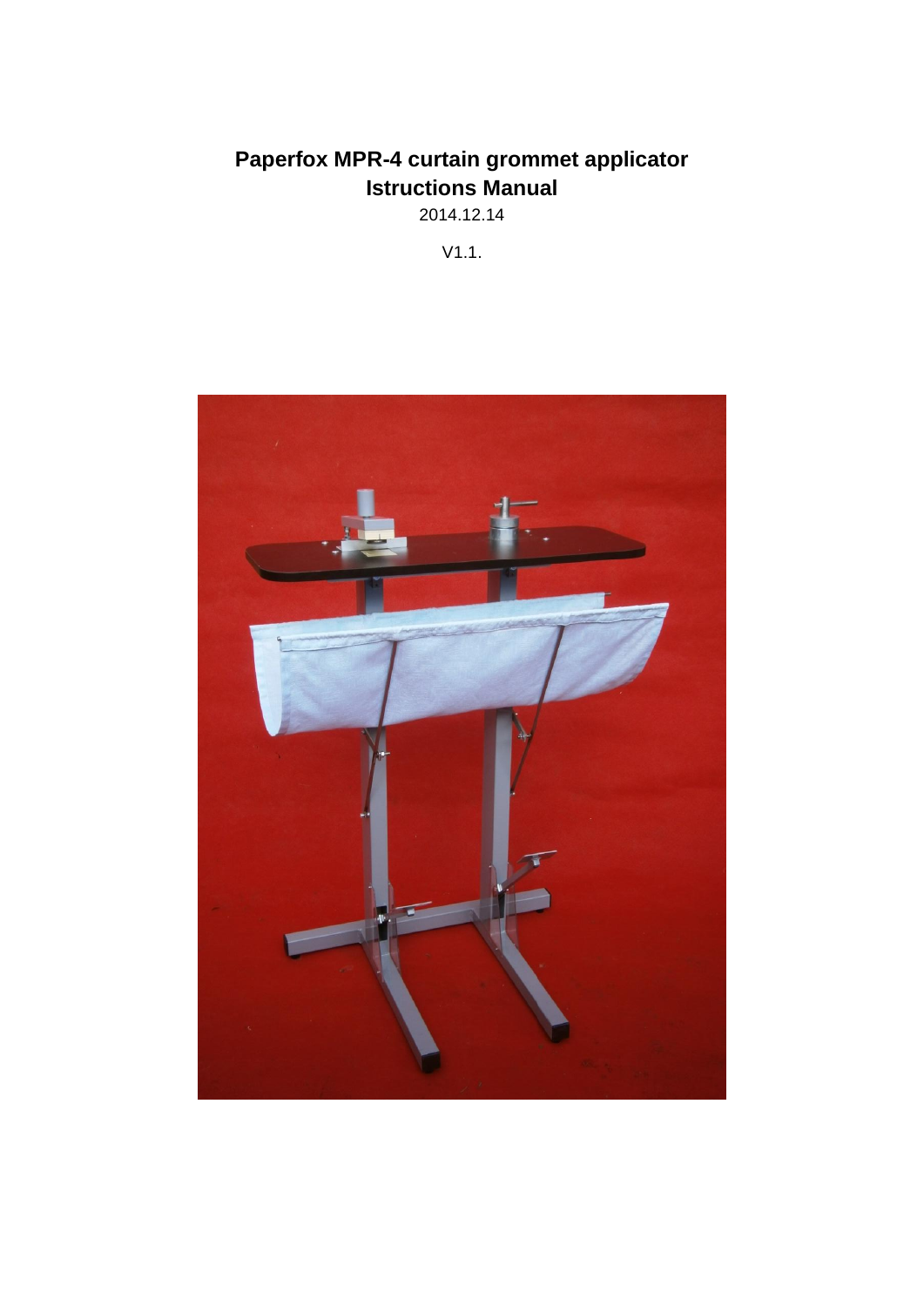# Paperfox MPR-4 curtain grommet applicator
# Istructions Manual

2014.12.14

V1.1.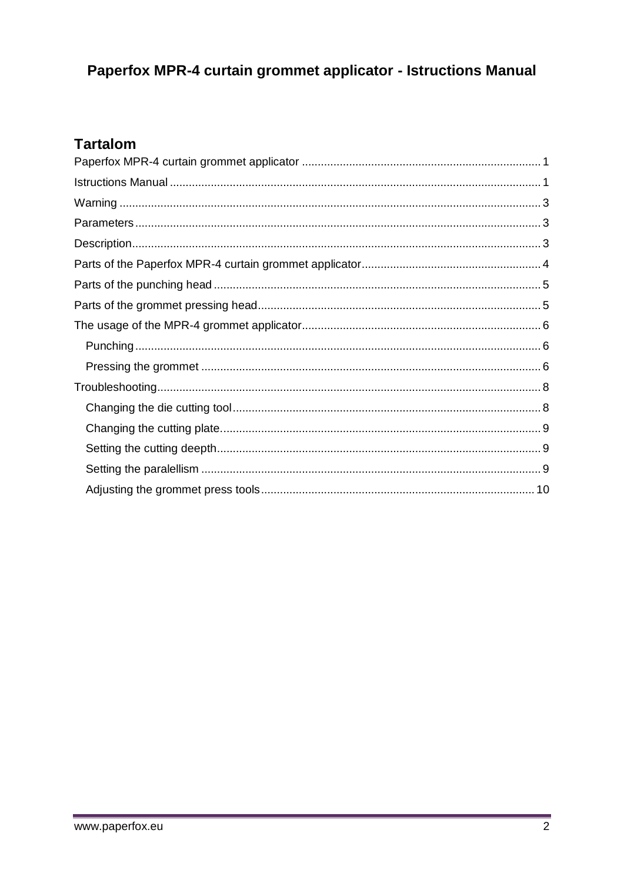# Paperfox MPR-4 curtain grommet applicator - Istructions Manual

## Tartalom

- Paperfox MPR-4 curtain grommet applicator ... 1
- Istructions Manual ... 1
- Warning ... 3
- Parameters ... 3
- Description ... 3
- Parts of the Paperfox MPR-4 curtain grommet applicator ... 4
- Parts of the punching head ... 5
- Parts of the grommet pressing head ... 5
- The usage of the MPR-4 grommet applicator ... 6
  - Punching ... 6
  - Pressing the grommet ... 6
- Troubleshooting ... 8
  - Changing the die cutting tool ... 8
  - Changing the cutting plate ... 9
  - Setting the cutting deepth ... 9
  - Setting the paralellism ... 9
  - Adjusting the grommet press tools ... 10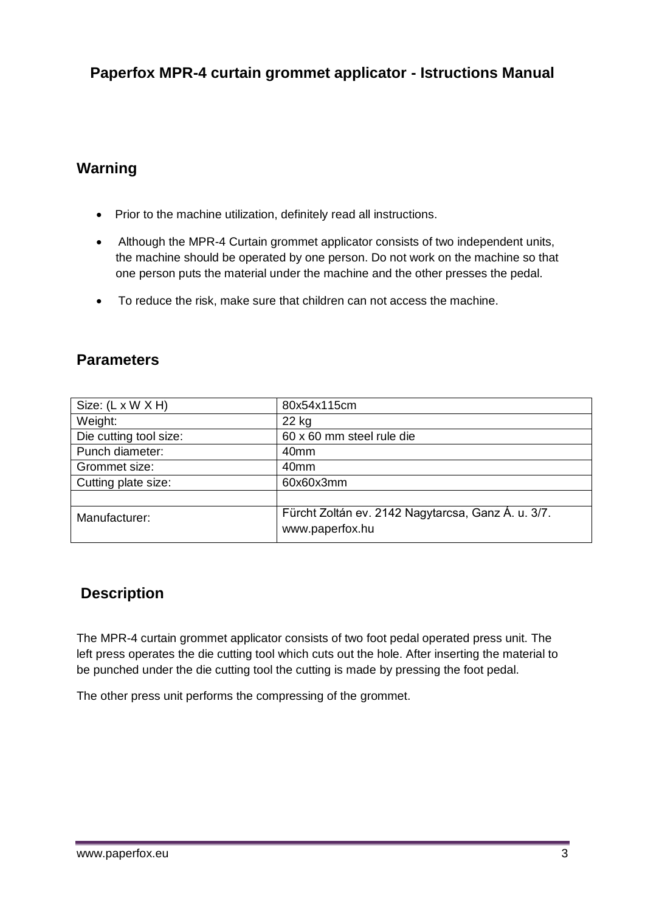# Paperfox MPR-4 curtain grommet applicator - Istructions Manual

## Warning

- Prior to the machine utilization, definitely read all instructions.
- Although the MPR-4 Curtain grommet applicator consists of two independent units, the machine should be operated by one person. Do not work on the machine so that one person puts the material under the machine and the other presses the pedal.
- To reduce the risk, make sure that children can not access the machine.

## Parameters

| Size: (L x W X H) | 80x54x115cm |
|---|---|
| Weight: | 22 kg |
| Die cutting tool size: | 60 x 60 mm steel rule die |
| Punch diameter: | 40mm |
| Grommet size: | 40mm |
| Cutting plate size: | 60x60x3mm |
| | |
| Manufacturer: | Fürcht Zoltán ev. 2142 Nagytarcsa, Ganz Á. u. 3/7. www.paperfox.hu |

## Description

The MPR-4 curtain grommet applicator consists of two foot pedal operated press unit. The left press operates the die cutting tool which cuts out the hole. After inserting the material to be punched under the die cutting tool the cutting is made by pressing the foot pedal.

The other press unit performs the compressing of the grommet.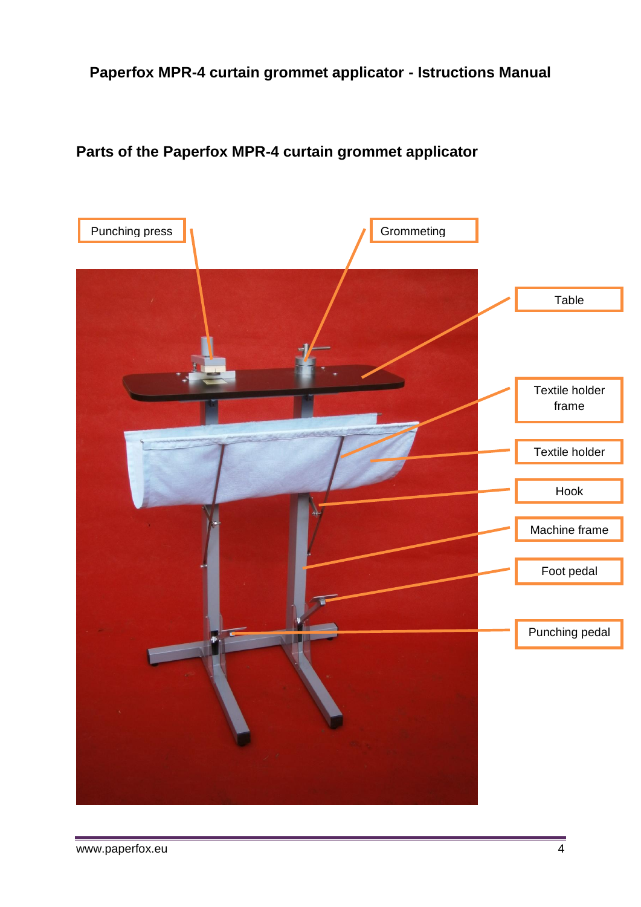## Paperfox MPR-4 curtain grommet applicator - Istructions Manual

## Parts of the Paperfox MPR-4 curtain grommet applicator

Punching press

Grommeting

Table

Textile holder frame

Textile holder

Hook

Machine frame

Foot pedal

Punching pedal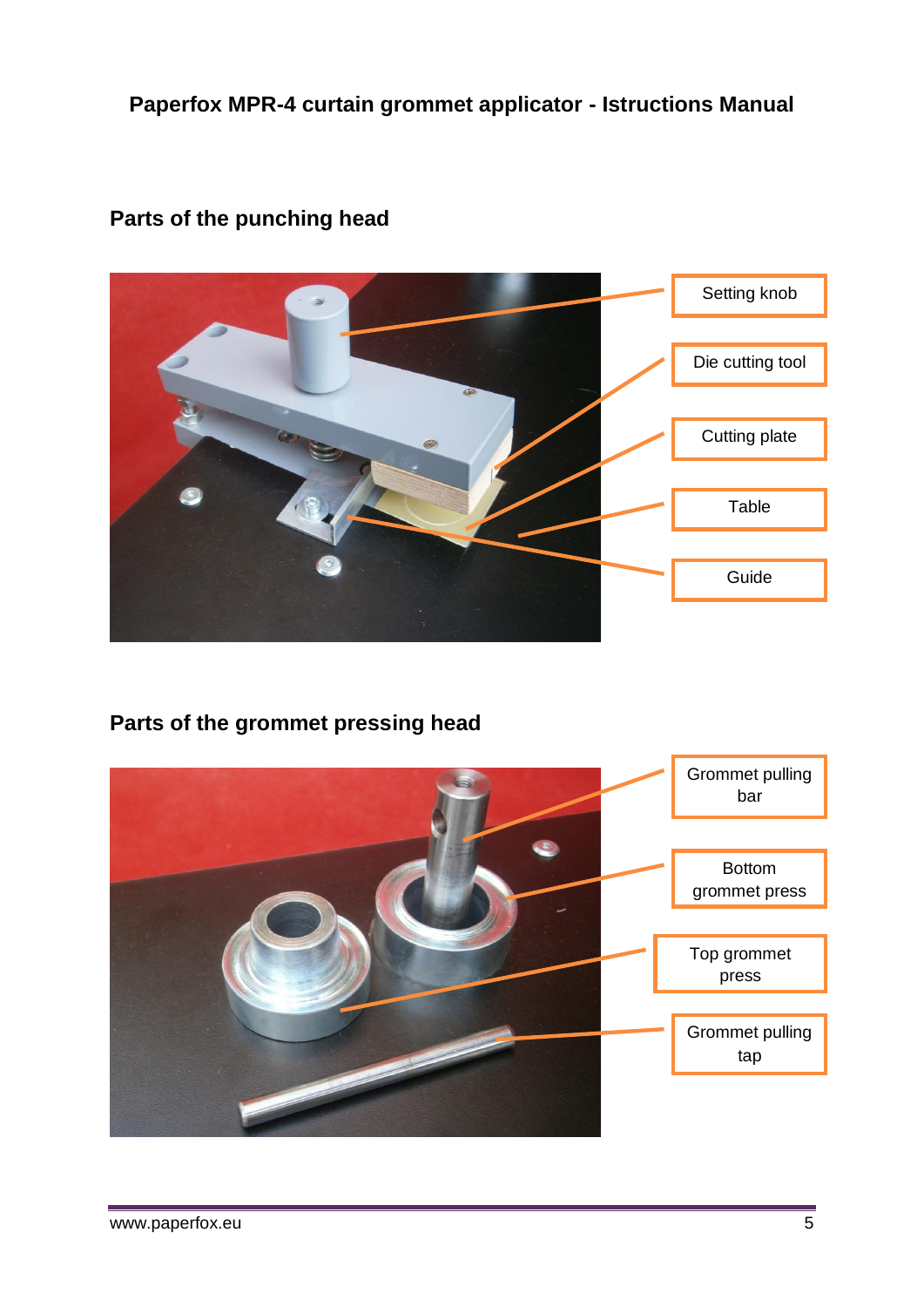# Paperfox MPR-4 curtain grommet applicator - Istructions Manual

## Parts of the punching head

Setting knob

Die cutting tool

Cutting plate

Table

Guide

## Parts of the grommet pressing head

Grommet pulling bar

Bottom grommet press

Top grommet press

Grommet pulling tap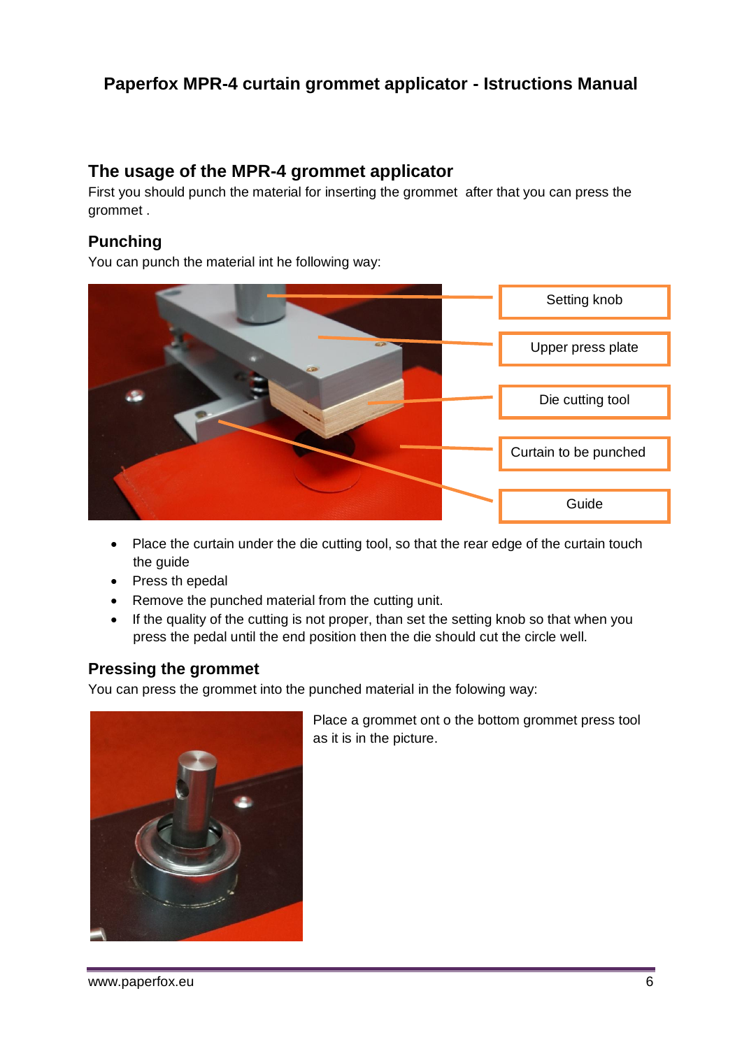**Paperfox MPR-4 curtain grommet applicator - Istructions Manual**

## The usage of the MPR-4 grommet applicator

First you should punch the material for inserting the grommet after that you can press the grommet .

### Punching

You can punch the material int he following way:

Setting knob

Upper press plate

Die cutting tool

Curtain to be punched

Guide

- Place the curtain under the die cutting tool, so that the rear edge of the curtain touch the guide
- Press th epedal
- Remove the punched material from the cutting unit.
- If the quality of the cutting is not proper, than set the setting knob so that when you press the pedal until the end position then the die should cut the circle well.

### Pressing the grommet

You can press the grommet into the punched material in the folowing way:

Place a grommet ont o the bottom grommet press tool as it is in the picture.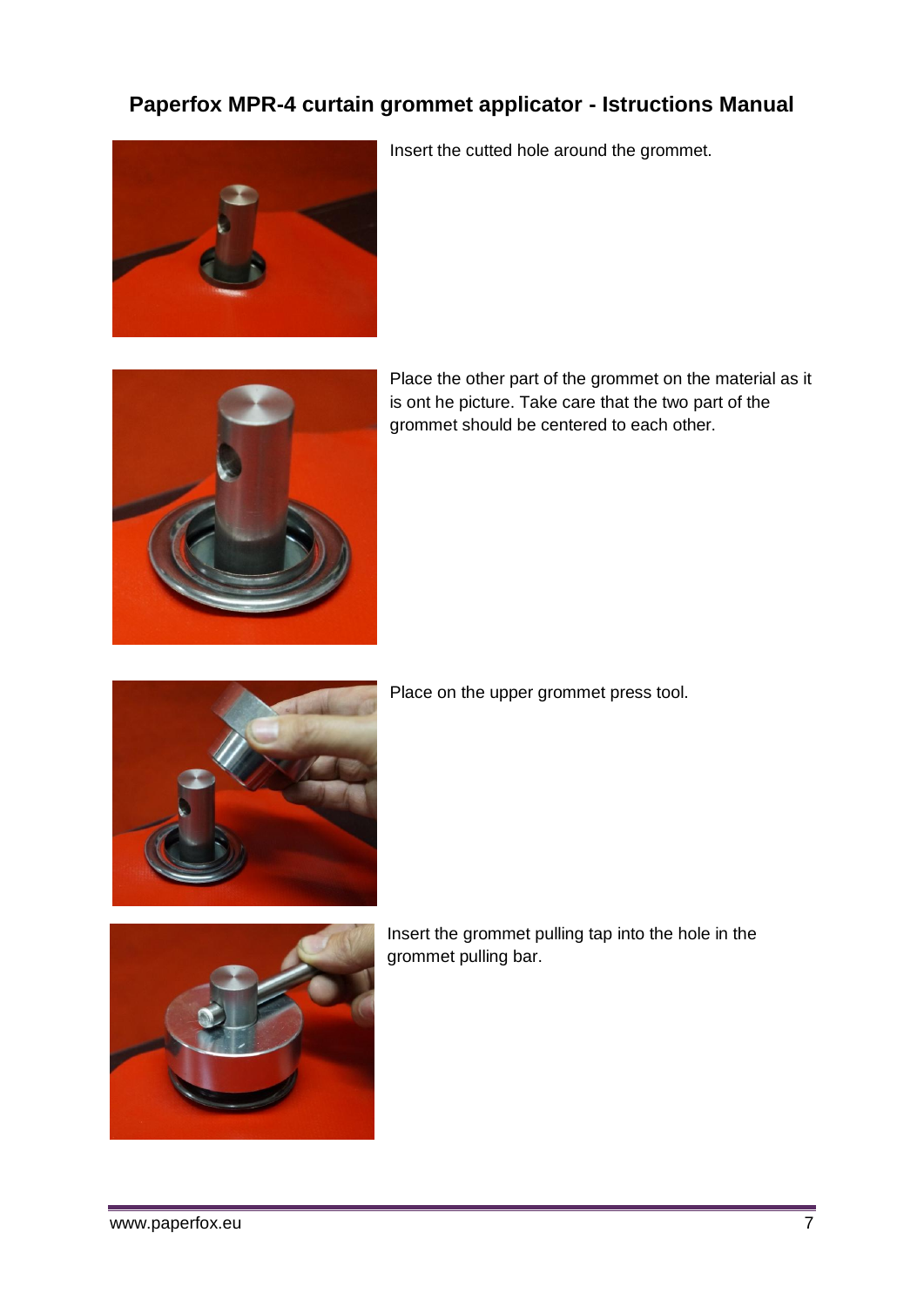## Paperfox MPR-4 curtain grommet applicator - Istructions Manual

Insert the cutted hole around the grommet.

Place the other part of the grommet on the material as it is ont he picture. Take care that the two part of the grommet should be centered to each other.

Place on the upper grommet press tool.

Insert the grommet pulling tap into the hole in the grommet pulling bar.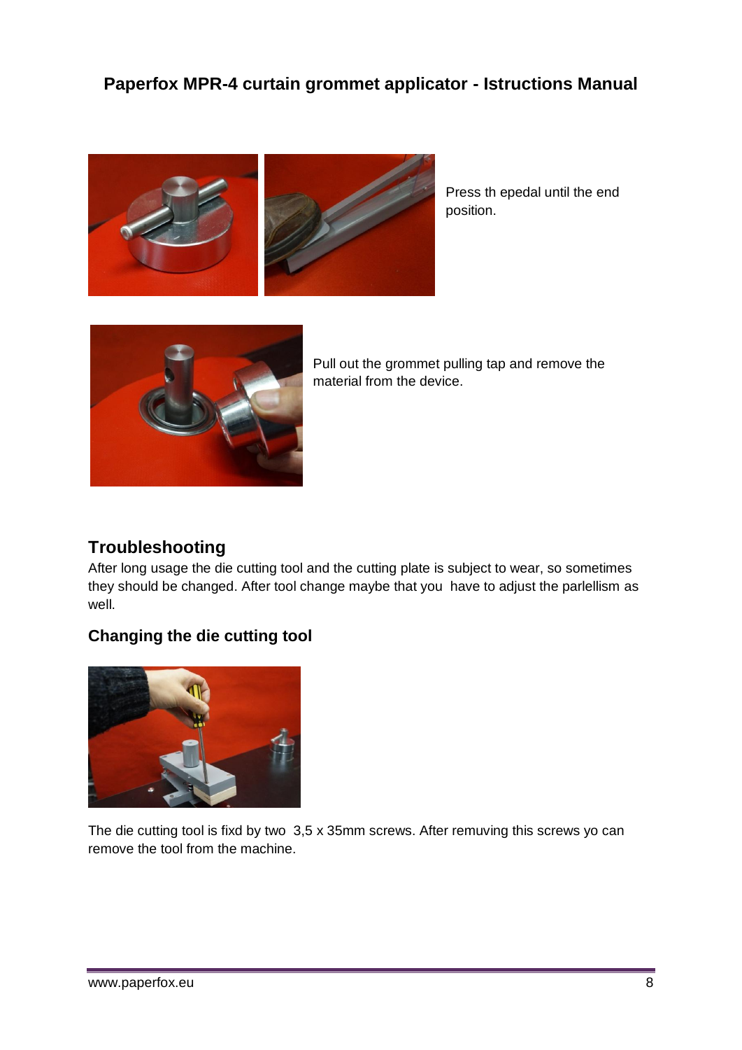**Paperfox MPR-4 curtain grommet applicator - Istructions Manual**

Press th epedal until the end position.

Pull out the grommet pulling tap and remove the material from the device.

## Troubleshooting

After long usage the die cutting tool and the cutting plate is subject to wear, so sometimes they should be changed. After tool change maybe that you  have to adjust the parlellism as well.

### Changing the die cutting tool

The die cutting tool is fixd by two  3,5 x 35mm screws. After remuving this screws yo can remove the tool from the machine.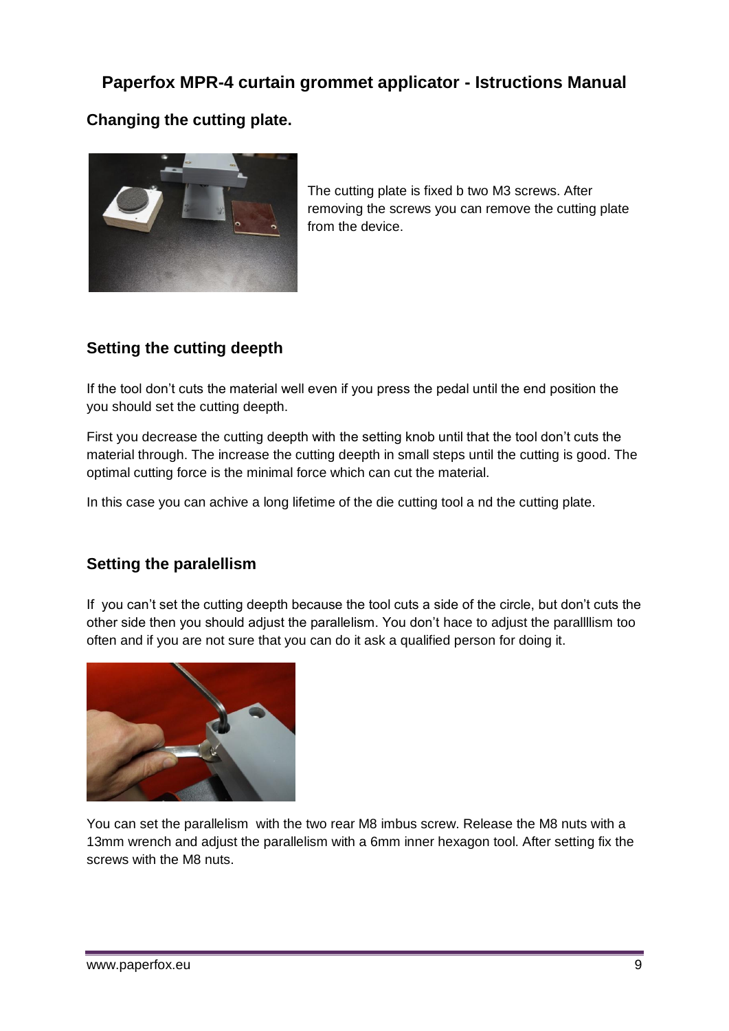## Paperfox MPR-4 curtain grommet applicator - Istructions Manual

### Changing the cutting plate.

The cutting plate is fixed b two M3 screws. After removing the screws you can remove the cutting plate from the device.

### Setting the cutting deepth

If the tool don't cuts the material well even if you press the pedal until the end position the you should set the cutting deepth.

First you decrease the cutting deepth with the setting knob until that the tool don't cuts the material through. The increase the cutting deepth in small steps until the cutting is good. The optimal cutting force is the minimal force which can cut the material.

In this case you can achive a long lifetime of the die cutting tool a nd the cutting plate.

### Setting the paralellism

If you can't set the cutting deepth because the tool cuts a side of the circle, but don't cuts the other side then you should adjust the parallelism. You don't hace to adjust the parallllism too often and if you are not sure that you can do it ask a qualified person for doing it.

You can set the parallelism with the two rear M8 imbus screw. Release the M8 nuts with a 13mm wrench and adjust the parallelism with a 6mm inner hexagon tool. After setting fix the screws with the M8 nuts.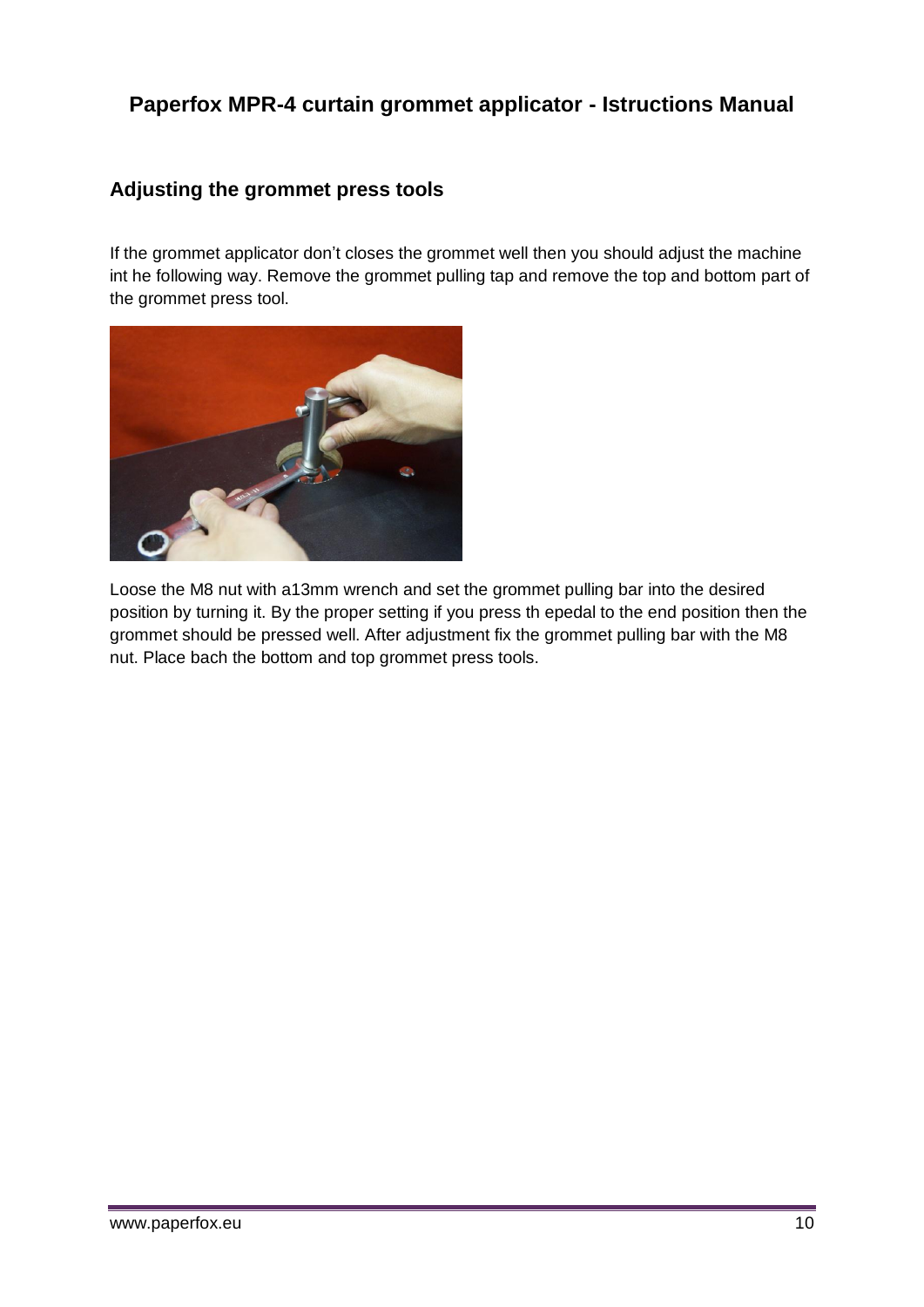## Paperfox MPR-4 curtain grommet applicator - Istructions Manual

### Adjusting the grommet press tools

If the grommet applicator don't closes the grommet well then you should adjust the machine int he following way. Remove the grommet pulling tap and remove the top and bottom part of the grommet press tool.

Loose the M8 nut with a13mm wrench and set the grommet pulling bar into the desired position by turning it. By the proper setting if you press th epedal to the end position then the grommet should be pressed well. After adjustment fix the grommet pulling bar with the M8 nut. Place bach the bottom and top grommet press tools.